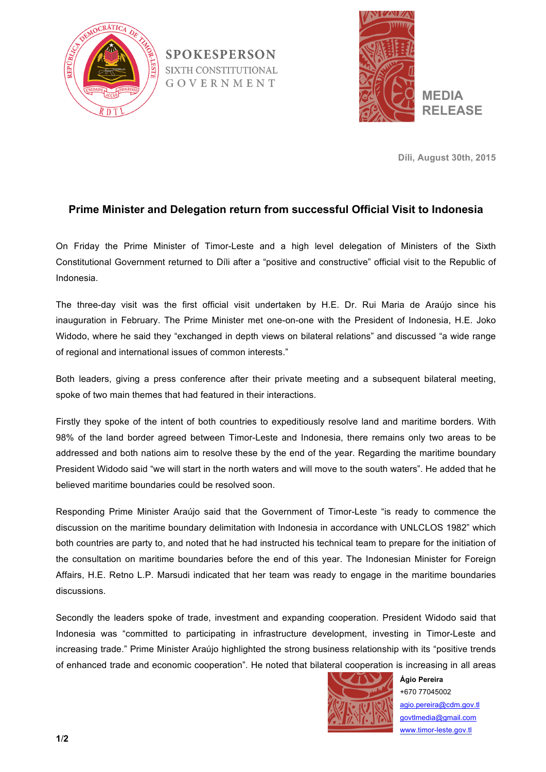**SPOKESPERSON**
SIXTH CONSTITUTIONAL
GOVERNMENT

**MEDIA RELEASE**

**Díli, August 30th, 2015**

## Prime Minister and Delegation return from successful Official Visit to Indonesia

On Friday the Prime Minister of Timor-Leste and a high level delegation of Ministers of the Sixth Constitutional Government returned to Díli after a "positive and constructive" official visit to the Republic of Indonesia.

The three-day visit was the first official visit undertaken by H.E. Dr. Rui Maria de Araújo since his inauguration in February. The Prime Minister met one-on-one with the President of Indonesia, H.E. Joko Widodo, where he said they "exchanged in depth views on bilateral relations" and discussed "a wide range of regional and international issues of common interests."

Both leaders, giving a press conference after their private meeting and a subsequent bilateral meeting, spoke of two main themes that had featured in their interactions.

Firstly they spoke of the intent of both countries to expeditiously resolve land and maritime borders. With 98% of the land border agreed between Timor-Leste and Indonesia, there remains only two areas to be addressed and both nations aim to resolve these by the end of the year. Regarding the maritime boundary President Widodo said "we will start in the north waters and will move to the south waters". He added that he believed maritime boundaries could be resolved soon.

Responding Prime Minister Araújo said that the Government of Timor-Leste "is ready to commence the discussion on the maritime boundary delimitation with Indonesia in accordance with UNLCLOS 1982" which both countries are party to, and noted that he had instructed his technical team to prepare for the initiation of the consultation on maritime boundaries before the end of this year. The Indonesian Minister for Foreign Affairs, H.E. Retno L.P. Marsudi indicated that her team was ready to engage in the maritime boundaries discussions.

Secondly the leaders spoke of trade, investment and expanding cooperation. President Widodo said that Indonesia was "committed to participating in infrastructure development, investing in Timor-Leste and increasing trade." Prime Minister Araújo highlighted the strong business relationship with its "positive trends of enhanced trade and economic cooperation". He noted that bilateral cooperation is increasing in all areas

**Ágio Pereira**
+670 77045002
agio.pereira@cdm.gov.tl
govtlmedia@gmail.com
www.timor-leste.gov.tl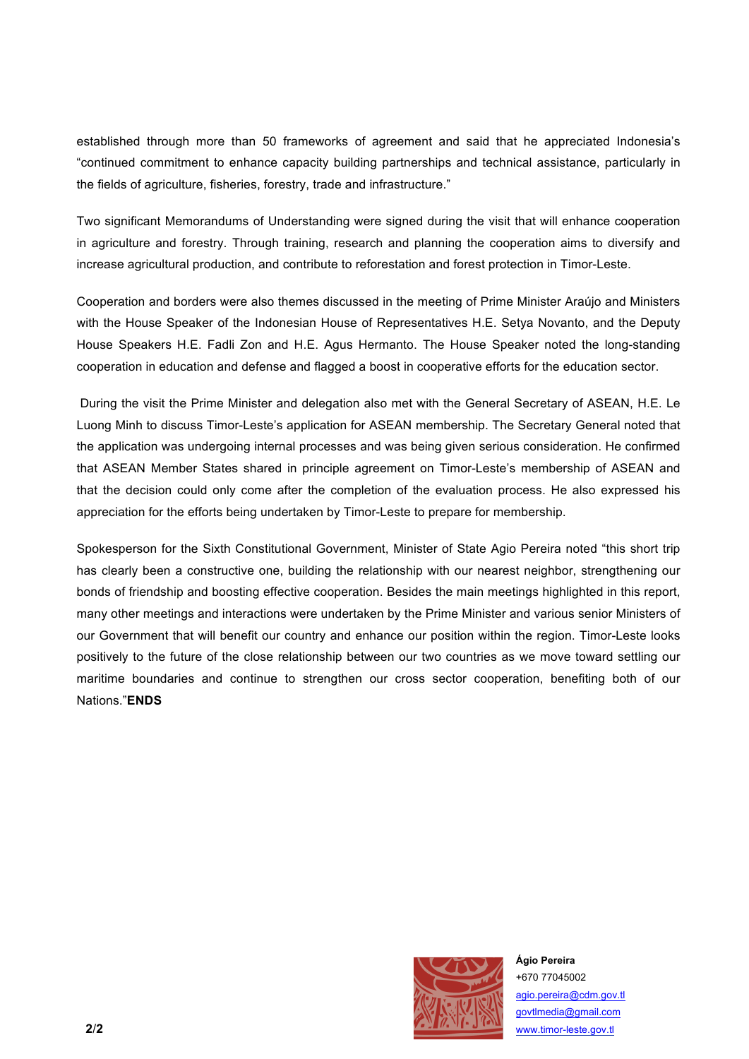established through more than 50 frameworks of agreement and said that he appreciated Indonesia's "continued commitment to enhance capacity building partnerships and technical assistance, particularly in the fields of agriculture, fisheries, forestry, trade and infrastructure."

Two significant Memorandums of Understanding were signed during the visit that will enhance cooperation in agriculture and forestry. Through training, research and planning the cooperation aims to diversify and increase agricultural production, and contribute to reforestation and forest protection in Timor-Leste.

Cooperation and borders were also themes discussed in the meeting of Prime Minister Araújo and Ministers with the House Speaker of the Indonesian House of Representatives H.E. Setya Novanto, and the Deputy House Speakers H.E. Fadli Zon and H.E. Agus Hermanto. The House Speaker noted the long-standing cooperation in education and defense and flagged a boost in cooperative efforts for the education sector.

During the visit the Prime Minister and delegation also met with the General Secretary of ASEAN, H.E. Le Luong Minh to discuss Timor-Leste's application for ASEAN membership. The Secretary General noted that the application was undergoing internal processes and was being given serious consideration. He confirmed that ASEAN Member States shared in principle agreement on Timor-Leste's membership of ASEAN and that the decision could only come after the completion of the evaluation process. He also expressed his appreciation for the efforts being undertaken by Timor-Leste to prepare for membership.

Spokesperson for the Sixth Constitutional Government, Minister of State Agio Pereira noted "this short trip has clearly been a constructive one, building the relationship with our nearest neighbor, strengthening our bonds of friendship and boosting effective cooperation. Besides the main meetings highlighted in this report, many other meetings and interactions were undertaken by the Prime Minister and various senior Ministers of our Government that will benefit our country and enhance our position within the region. Timor-Leste looks positively to the future of the close relationship between our two countries as we move toward settling our maritime boundaries and continue to strengthen our cross sector cooperation, benefiting both of our Nations."**ENDS**

**Ágio Pereira**
+670 77045002
agio.pereira@cdm.gov.tl
govtlmedia@gmail.com
www.timor-leste.gov.tl